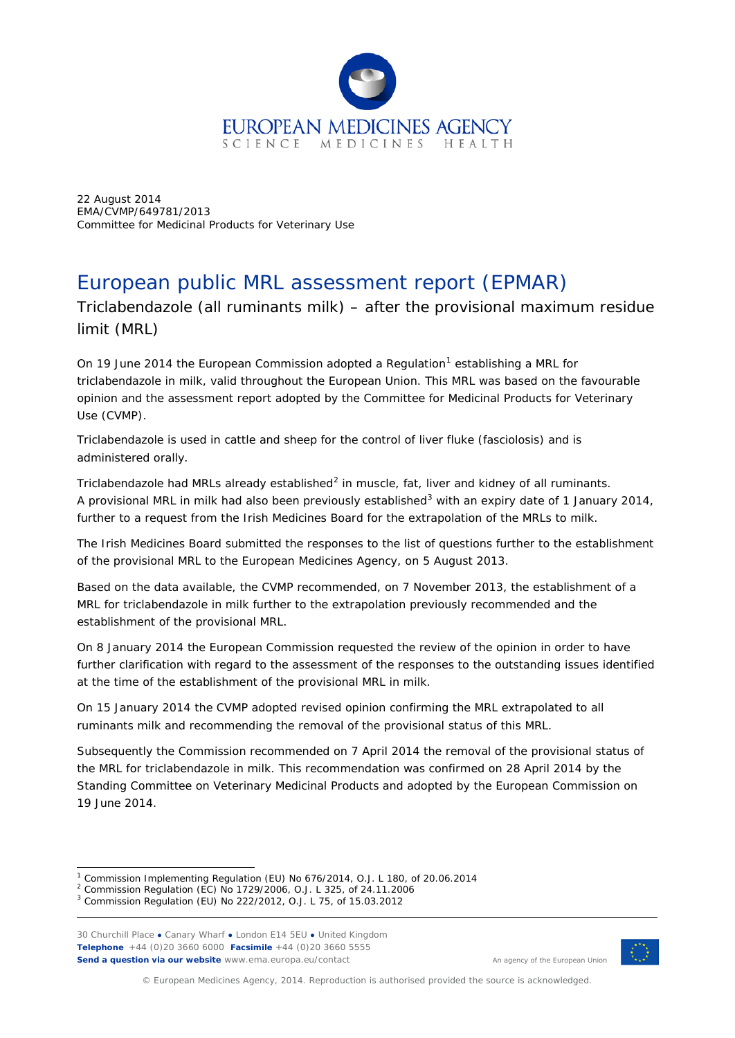EUROPEAN MEDICINES AGENCY
SCIENCE MEDICINES HEALTH

22 August 2014
EMA/CVMP/649781/2013
Committee for Medicinal Products for Veterinary Use

# European public MRL assessment report (EPMAR)

## Triclabendazole (all ruminants milk) – after the provisional maximum residue limit (MRL)

On 19 June 2014 the European Commission adopted a Regulation[1] establishing a MRL for triclabendazole in milk, valid throughout the European Union. This MRL was based on the favourable opinion and the assessment report adopted by the Committee for Medicinal Products for Veterinary Use (CVMP).

Triclabendazole is used in cattle and sheep for the control of liver fluke (fasciolosis) and is administered orally.

Triclabendazole had MRLs already established[2] in muscle, fat, liver and kidney of all ruminants. A provisional MRL in milk had also been previously established[3] with an expiry date of 1 January 2014, further to a request from the Irish Medicines Board for the extrapolation of the MRLs to milk.

The Irish Medicines Board submitted the responses to the list of questions further to the establishment of the provisional MRL to the European Medicines Agency, on 5 August 2013.

Based on the data available, the CVMP recommended, on 7 November 2013, the establishment of a MRL for triclabendazole in milk further to the extrapolation previously recommended and the establishment of the provisional MRL.

On 8 January 2014 the European Commission requested the review of the opinion in order to have further clarification with regard to the assessment of the responses to the outstanding issues identified at the time of the establishment of the provisional MRL in milk.

On 15 January 2014 the CVMP adopted revised opinion confirming the MRL extrapolated to all ruminants milk and recommending the removal of the provisional status of this MRL.

Subsequently the Commission recommended on 7 April 2014 the removal of the provisional status of the MRL for triclabendazole in milk. This recommendation was confirmed on 28 April 2014 by the Standing Committee on Veterinary Medicinal Products and adopted by the European Commission on 19 June 2014.

---

[1] Commission Implementing Regulation (EU) No 676/2014, O.J. L 180, of 20.06.2014
[2] Commission Regulation (EC) No 1729/2006, O.J. L 325, of 24.11.2006
[3] Commission Regulation (EU) No 222/2012, O.J. L 75, of 15.03.2012

30 Churchill Place ● Canary Wharf ● London E14 5EU ● United Kingdom
**Telephone** +44 (0)20 3660 6000 **Facsimile** +44 (0)20 3660 5555
**Send a question via our website** www.ema.europa.eu/contact

An agency of the European Union

© European Medicines Agency, 2014. Reproduction is authorised provided the source is acknowledged.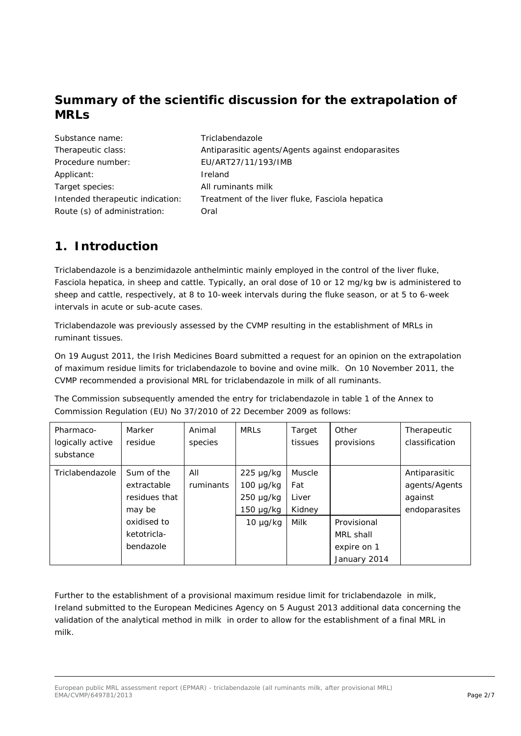## Summary of the scientific discussion for the extrapolation of MRLs

| | |
|---|---|
| Substance name: | Triclabendazole |
| Therapeutic class: | Antiparasitic agents/Agents against endoparasites |
| Procedure number: | EU/ART27/11/193/IMB |
| Applicant: | Ireland |
| Target species: | All ruminants milk |
| Intended therapeutic indication: | Treatment of the liver fluke, Fasciola hepatica |
| Route (s) of administration: | Oral |

## 1. Introduction

Triclabendazole is a benzimidazole anthelmintic mainly employed in the control of the liver fluke, *Fasciola hepatica*, in sheep and cattle. Typically, an oral dose of 10 or 12 mg/kg bw is administered to sheep and cattle, respectively, at 8 to 10-week intervals during the fluke season, or at 5 to 6-week intervals in acute or sub-acute cases.

Triclabendazole was previously assessed by the CVMP resulting in the establishment of MRLs in ruminant tissues.

On 19 August 2011, the Irish Medicines Board submitted a request for an opinion on the extrapolation of maximum residue limits for triclabendazole to bovine and ovine milk. On 10 November 2011, the CVMP recommended a provisional MRL for triclabendazole in milk of all ruminants.

The Commission subsequently amended the entry for triclabendazole in table 1 of the Annex to Commission Regulation (EU) No 37/2010 of 22 December 2009 as follows:

| Pharmaco-logically active substance | Marker residue | Animal species | MRLs | Target tissues | Other provisions | Therapeutic classification |
|---|---|---|---|---|---|---|
| Triclabendazole | Sum of the extractable residues that may be oxidised to ketotricla-bendazole | All ruminants | 225 µg/kg<br>100 µg/kg<br>250 µg/kg<br>150 µg/kg | Muscle<br>Fat<br>Liver<br>Kidney | | Antiparasitic agents/Agents against endoparasites |
| | | | 10 µg/kg | Milk | Provisional MRL shall expire on 1 January 2014 | |

Further to the establishment of a provisional maximum residue limit for triclabendazole in milk, Ireland submitted to the European Medicines Agency on 5 August 2013 additional data concerning the validation of the analytical method in milk in order to allow for the establishment of a final MRL in milk.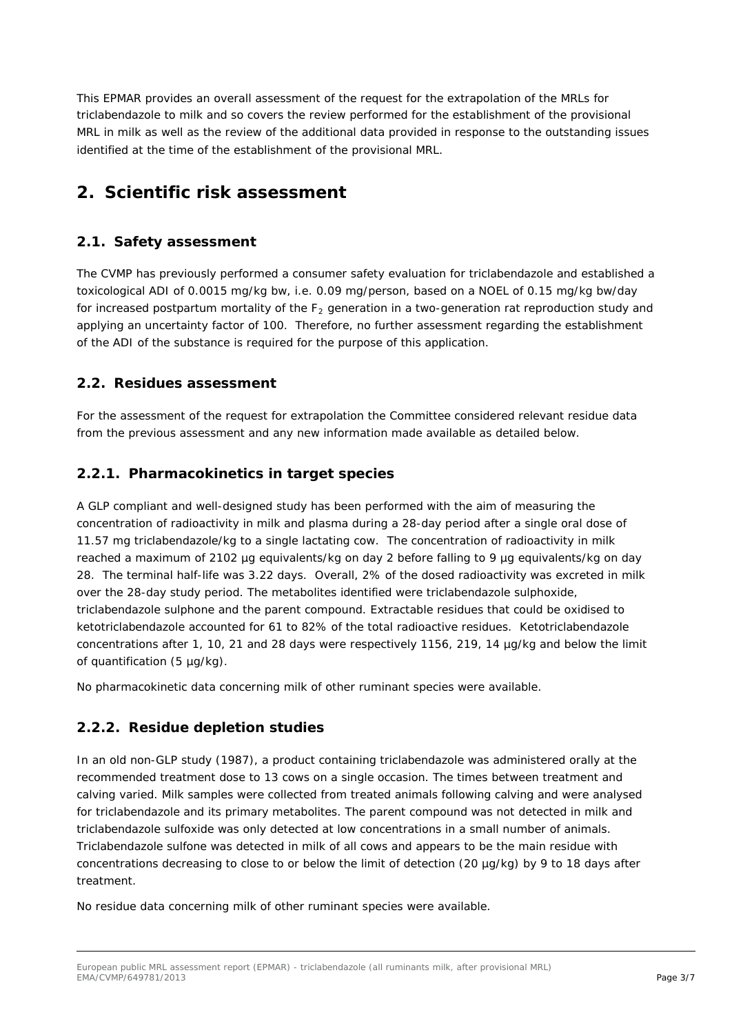This EPMAR provides an overall assessment of the request for the extrapolation of the MRLs for triclabendazole to milk and so covers the review performed for the establishment of the provisional MRL in milk as well as the review of the additional data provided in response to the outstanding issues identified at the time of the establishment of the provisional MRL.

## 2. Scientific risk assessment

### 2.1. Safety assessment

The CVMP has previously performed a consumer safety evaluation for triclabendazole and established a toxicological ADI of 0.0015 mg/kg bw, i.e. 0.09 mg/person, based on a NOEL of 0.15 mg/kg bw/day for increased postpartum mortality of the $F_2$ generation in a two-generation rat reproduction study and applying an uncertainty factor of 100. Therefore, no further assessment regarding the establishment of the ADI of the substance is required for the purpose of this application.

### 2.2. Residues assessment

For the assessment of the request for extrapolation the Committee considered relevant residue data from the previous assessment and any new information made available as detailed below.

### 2.2.1. Pharmacokinetics in target species

A GLP compliant and well-designed study has been performed with the aim of measuring the concentration of radioactivity in milk and plasma during a 28-day period after a single oral dose of 11.57 mg triclabendazole/kg to a single lactating cow. The concentration of radioactivity in milk reached a maximum of 2102 µg equivalents/kg on day 2 before falling to 9 µg equivalents/kg on day 28. The terminal half-life was 3.22 days. Overall, 2% of the dosed radioactivity was excreted in milk over the 28-day study period. The metabolites identified were triclabendazole sulphoxide, triclabendazole sulphone and the parent compound. Extractable residues that could be oxidised to ketotriclabendazole accounted for 61 to 82% of the total radioactive residues. Ketotriclabendazole concentrations after 1, 10, 21 and 28 days were respectively 1156, 219, 14 µg/kg and below the limit of quantification (5 µg/kg).

No pharmacokinetic data concerning milk of other ruminant species were available.

### 2.2.2. Residue depletion studies

In an old non-GLP study (1987), a product containing triclabendazole was administered orally at the recommended treatment dose to 13 cows on a single occasion. The times between treatment and calving varied. Milk samples were collected from treated animals following calving and were analysed for triclabendazole and its primary metabolites. The parent compound was not detected in milk and triclabendazole sulfoxide was only detected at low concentrations in a small number of animals. Triclabendazole sulfone was detected in milk of all cows and appears to be the main residue with concentrations decreasing to close to or below the limit of detection (20 µg/kg) by 9 to 18 days after treatment.

No residue data concerning milk of other ruminant species were available.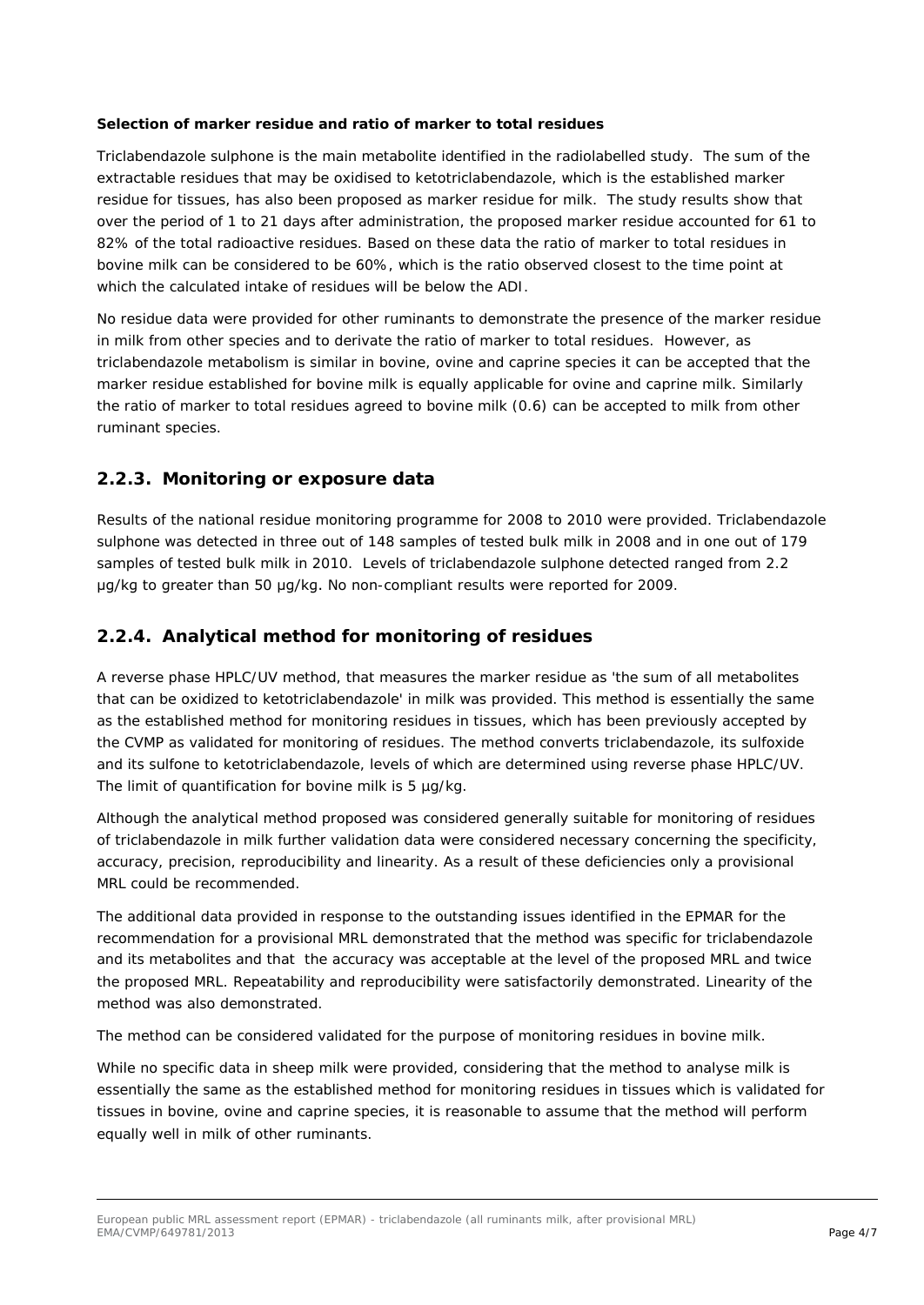**Selection of marker residue and ratio of marker to total residues**

Triclabendazole sulphone is the main metabolite identified in the radiolabelled study. The sum of the extractable residues that may be oxidised to ketotriclabendazole, which is the established marker residue for tissues, has also been proposed as marker residue for milk. The study results show that over the period of 1 to 21 days after administration, the proposed marker residue accounted for 61 to 82% of the total radioactive residues. Based on these data the ratio of marker to total residues in bovine milk can be considered to be 60%, which is the ratio observed closest to the time point at which the calculated intake of residues will be below the ADI.

No residue data were provided for other ruminants to demonstrate the presence of the marker residue in milk from other species and to derivate the ratio of marker to total residues. However, as triclabendazole metabolism is similar in bovine, ovine and caprine species it can be accepted that the marker residue established for bovine milk is equally applicable for ovine and caprine milk. Similarly the ratio of marker to total residues agreed to bovine milk (0.6) can be accepted to milk from other ruminant species.

## 2.2.3. Monitoring or exposure data

Results of the national residue monitoring programme for 2008 to 2010 were provided. Triclabendazole sulphone was detected in three out of 148 samples of tested bulk milk in 2008 and in one out of 179 samples of tested bulk milk in 2010. Levels of triclabendazole sulphone detected ranged from 2.2 µg/kg to greater than 50 µg/kg. No non-compliant results were reported for 2009.

## 2.2.4. Analytical method for monitoring of residues

A reverse phase HPLC/UV method, that measures the marker residue as 'the sum of all metabolites that can be oxidized to ketotriclabendazole' in milk was provided. This method is essentially the same as the established method for monitoring residues in tissues, which has been previously accepted by the CVMP as validated for monitoring of residues. The method converts triclabendazole, its sulfoxide and its sulfone to ketotriclabendazole, levels of which are determined using reverse phase HPLC/UV. The limit of quantification for bovine milk is 5 µg/kg.

Although the analytical method proposed was considered generally suitable for monitoring of residues of triclabendazole in milk further validation data were considered necessary concerning the specificity, accuracy, precision, reproducibility and linearity. As a result of these deficiencies only a provisional MRL could be recommended.

The additional data provided in response to the outstanding issues identified in the EPMAR for the recommendation for a provisional MRL demonstrated that the method was specific for triclabendazole and its metabolites and that the accuracy was acceptable at the level of the proposed MRL and twice the proposed MRL. Repeatability and reproducibility were satisfactorily demonstrated. Linearity of the method was also demonstrated.

The method can be considered validated for the purpose of monitoring residues in bovine milk.

While no specific data in sheep milk were provided, considering that the method to analyse milk is essentially the same as the established method for monitoring residues in tissues which is validated for tissues in bovine, ovine and caprine species, it is reasonable to assume that the method will perform equally well in milk of other ruminants.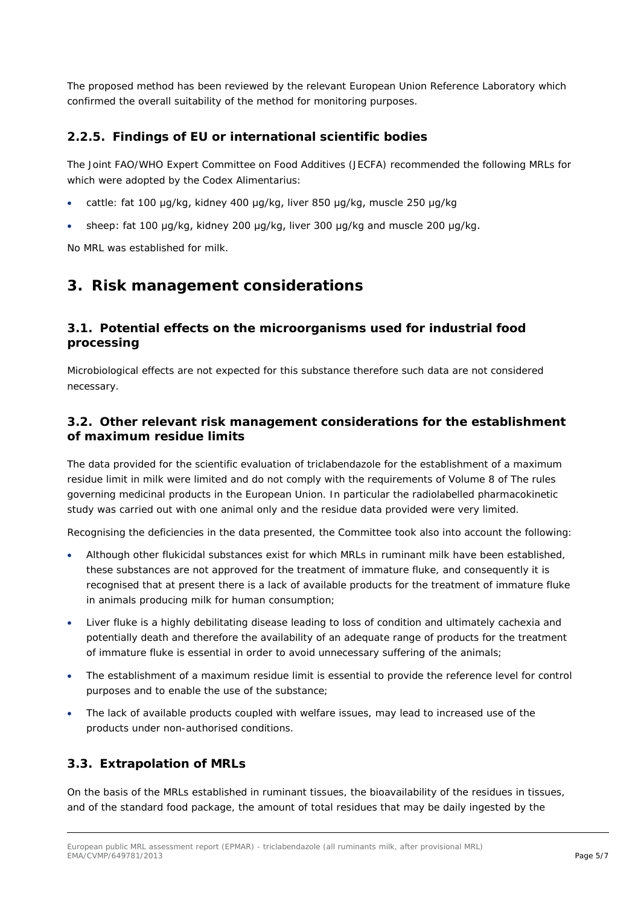The proposed method has been reviewed by the relevant European Union Reference Laboratory which confirmed the overall suitability of the method for monitoring purposes.

### 2.2.5. Findings of EU or international scientific bodies

The Joint FAO/WHO Expert Committee on Food Additives (JECFA) recommended the following MRLs for which were adopted by the Codex Alimentarius:

- cattle: fat 100 µg/kg, kidney 400 µg/kg, liver 850 µg/kg, muscle 250 µg/kg
- sheep: fat 100 µg/kg, kidney 200 µg/kg, liver 300 µg/kg and muscle 200 µg/kg.

No MRL was established for milk.

## 3. Risk management considerations

### 3.1. Potential effects on the microorganisms used for industrial food processing

Microbiological effects are not expected for this substance therefore such data are not considered necessary.

### 3.2. Other relevant risk management considerations for the establishment of maximum residue limits

The data provided for the scientific evaluation of triclabendazole for the establishment of a maximum residue limit in milk were limited and do not comply with the requirements of Volume 8 of The rules governing medicinal products in the European Union. In particular the radiolabelled pharmacokinetic study was carried out with one animal only and the residue data provided were very limited.

Recognising the deficiencies in the data presented, the Committee took also into account the following:

- Although other flukicidal substances exist for which MRLs in ruminant milk have been established, these substances are not approved for the treatment of immature fluke, and consequently it is recognised that at present there is a lack of available products for the treatment of immature fluke in animals producing milk for human consumption;
- Liver fluke is a highly debilitating disease leading to loss of condition and ultimately cachexia and potentially death and therefore the availability of an adequate range of products for the treatment of immature fluke is essential in order to avoid unnecessary suffering of the animals;
- The establishment of a maximum residue limit is essential to provide the reference level for control purposes and to enable the use of the substance;
- The lack of available products coupled with welfare issues, may lead to increased use of the products under non-authorised conditions.

### 3.3. Extrapolation of MRLs

On the basis of the MRLs established in ruminant tissues, the bioavailability of the residues in tissues, and of the standard food package, the amount of total residues that may be daily ingested by the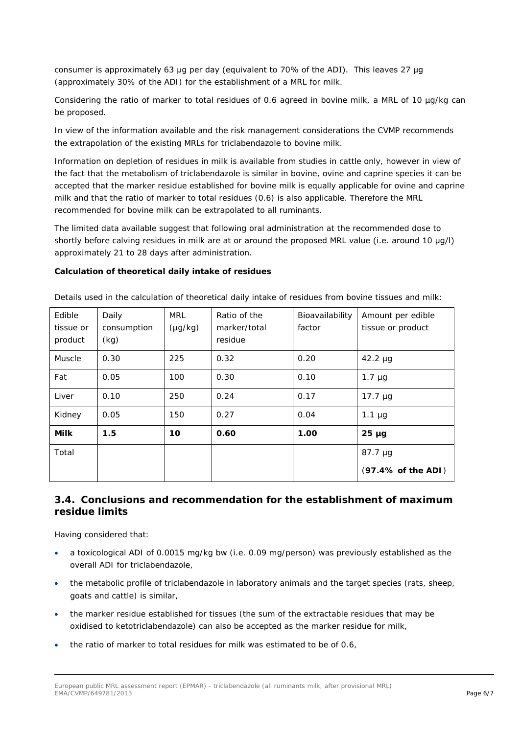consumer is approximately 63 µg per day (equivalent to 70% of the ADI). This leaves 27 µg (approximately 30% of the ADI) for the establishment of a MRL for milk.

Considering the ratio of marker to total residues of 0.6 agreed in bovine milk, a MRL of 10 µg/kg can be proposed.

In view of the information available and the risk management considerations the CVMP recommends the extrapolation of the existing MRLs for triclabendazole to bovine milk.

Information on depletion of residues in milk is available from studies in cattle only, however in view of the fact that the metabolism of triclabendazole is similar in bovine, ovine and caprine species it can be accepted that the marker residue established for bovine milk is equally applicable for ovine and caprine milk and that the ratio of marker to total residues (0.6) is also applicable. Therefore the MRL recommended for bovine milk can be extrapolated to all ruminants.

The limited data available suggest that following oral administration at the recommended dose to shortly before calving residues in milk are at or around the proposed MRL value (i.e. around 10 µg/l) approximately 21 to 28 days after administration.

**Calculation of theoretical daily intake of residues**

Details used in the calculation of theoretical daily intake of residues from bovine tissues and milk:

| Edible tissue or product | Daily consumption (kg) | MRL (µg/kg) | Ratio of the marker/total residue | Bioavailability factor | Amount per edible tissue or product |
|---|---|---|---|---|---|
| Muscle | 0.30 | 225 | 0.32 | 0.20 | 42.2 µg |
| Fat | 0.05 | 100 | 0.30 | 0.10 | 1.7 µg |
| Liver | 0.10 | 250 | 0.24 | 0.17 | 17.7 µg |
| Kidney | 0.05 | 150 | 0.27 | 0.04 | 1.1 µg |
| **Milk** | **1.5** | **10** | **0.60** | **1.00** | **25 µg** |
| Total | | | | | 87.7 µg (**97.4% of the ADI**) |

## 3.4. Conclusions and recommendation for the establishment of maximum residue limits

Having considered that:

- a toxicological ADI of 0.0015 mg/kg bw (i.e. 0.09 mg/person) was previously established as the overall ADI for triclabendazole,
- the metabolic profile of triclabendazole in laboratory animals and the target species (rats, sheep, goats and cattle) is similar,
- the marker residue established for tissues (the sum of the extractable residues that may be oxidised to ketotriclabendazole) can also be accepted as the marker residue for milk,
- the ratio of marker to total residues for milk was estimated to be of 0.6,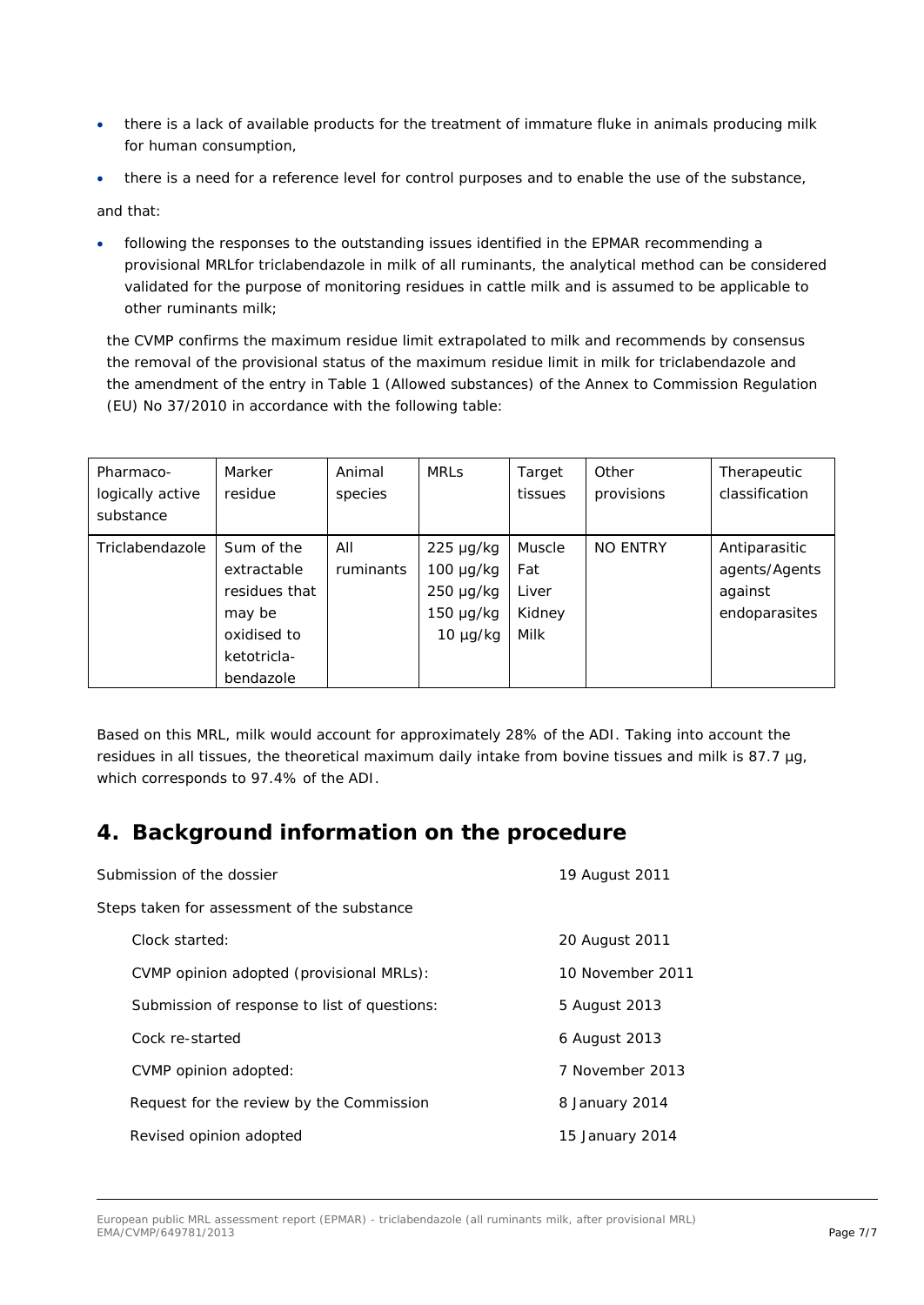- there is a lack of available products for the treatment of immature fluke in animals producing milk for human consumption,
- there is a need for a reference level for control purposes and to enable the use of the substance,

and that:

- following the responses to the outstanding issues identified in the EPMAR recommending a provisional MRLfor triclabendazole in milk of all ruminants, the analytical method can be considered validated for the purpose of monitoring residues in cattle milk and is assumed to be applicable to other ruminants milk;

the CVMP confirms the maximum residue limit extrapolated to milk and recommends by consensus the removal of the provisional status of the maximum residue limit in milk for triclabendazole and the amendment of the entry in Table 1 (Allowed substances) of the Annex to Commission Regulation (EU) No 37/2010 in accordance with the following table:

| Pharmaco-logically active substance | Marker residue | Animal species | MRLs | Target tissues | Other provisions | Therapeutic classification |
|---|---|---|---|---|---|---|
| Triclabendazole | Sum of the extractable residues that may be oxidised to ketotricla-bendazole | All ruminants | 225 µg/kg<br>100 µg/kg<br>250 µg/kg<br>150 µg/kg<br>10 µg/kg | Muscle<br>Fat<br>Liver<br>Kidney<br>Milk | NO ENTRY | Antiparasitic agents/Agents against endoparasites |

Based on this MRL, milk would account for approximately 28% of the ADI. Taking into account the residues in all tissues, the theoretical maximum daily intake from bovine tissues and milk is 87.7 µg, which corresponds to 97.4% of the ADI.

## 4. Background information on the procedure

| | |
|---|---|
| Submission of the dossier | 19 August 2011 |
| Steps taken for assessment of the substance | |
| Clock started: | 20 August 2011 |
| CVMP opinion adopted (provisional MRLs): | 10 November 2011 |
| Submission of response to list of questions: | 5 August 2013 |
| Cock re-started | 6 August 2013 |
| CVMP opinion adopted: | 7 November 2013 |
| Request for the review by the Commission | 8 January 2014 |
| Revised opinion adopted | 15 January 2014 |